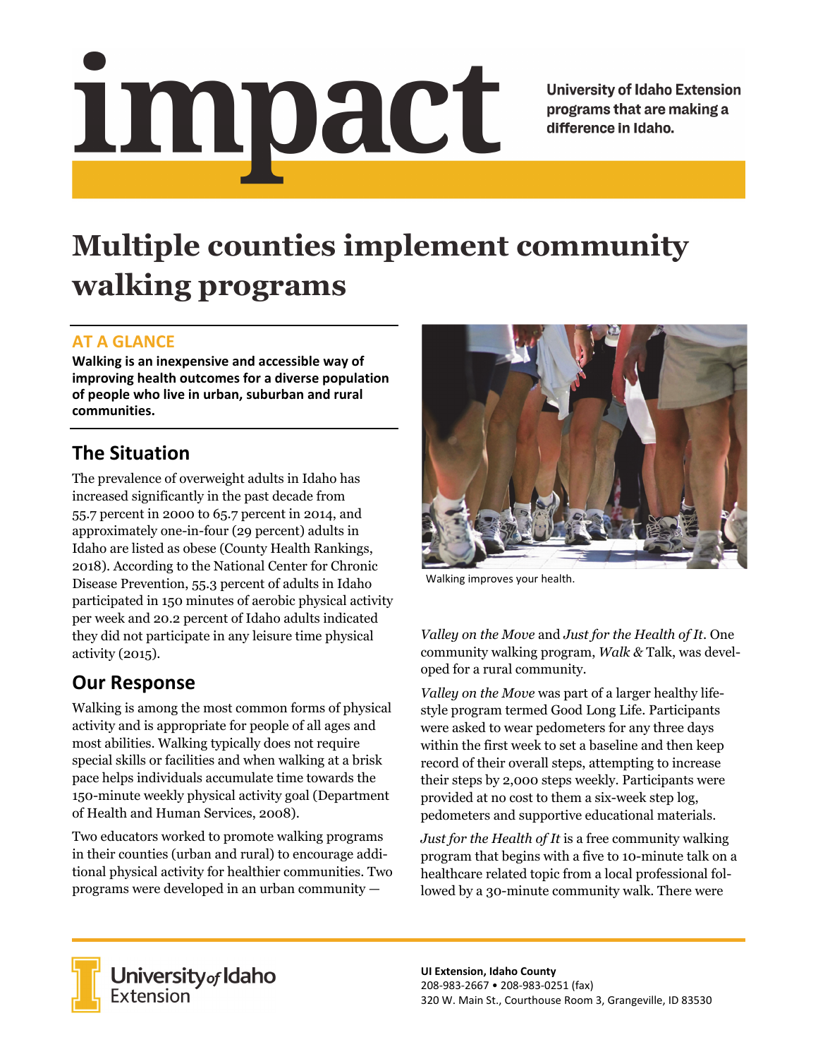# impact

University of Idaho Extension programs that are making a difference in Idaho.

# Multiple counties implement community walking programs

## AT A GLANCE

**Walking is an inexpensive and accessible way of improving health outcomes for a diverse population of people who live in urban, suburban and rural communities.**

## The Situation

The prevalence of overweight adults in Idaho has increased significantly in the past decade from 55.7 percent in 2000 to 65.7 percent in 2014, and approximately one-in-four (29 percent) adults in Idaho are listed as obese (County Health Rankings, 2018). According to the National Center for Chronic Disease Prevention, 55.3 percent of adults in Idaho participated in 150 minutes of aerobic physical activity per week and 20.2 percent of Idaho adults indicated they did not participate in any leisure time physical activity (2015).

## Our Response

Walking is among the most common forms of physical activity and is appropriate for people of all ages and most abilities. Walking typically does not require special skills or facilities and when walking at a brisk pace helps individuals accumulate time towards the 150-minute weekly physical activity goal (Department of Health and Human Services, 2008).

Two educators worked to promote walking programs in their counties (urban and rural) to encourage additional physical activity for healthier communities. Two programs were developed in an urban community — *Valley on the Move* and *Just for the Health of It*. One community walking program, *Walk &* Talk, was developed for a rural community.

Walking improves your health.

*Valley on the Move* was part of a larger healthy lifestyle program termed Good Long Life. Participants were asked to wear pedometers for any three days within the first week to set a baseline and then keep record of their overall steps, attempting to increase their steps by 2,000 steps weekly. Participants were provided at no cost to them a six-week step log, pedometers and supportive educational materials.

*Just for the Health of It* is a free community walking program that begins with a five to 10-minute talk on a healthcare related topic from a local professional followed by a 30-minute community walk. There were

University of Idaho Extension

**UI Extension, Idaho County**
208-983-2667 • 208-983-0251 (fax)
320 W. Main St., Courthouse Room 3, Grangeville, ID 83530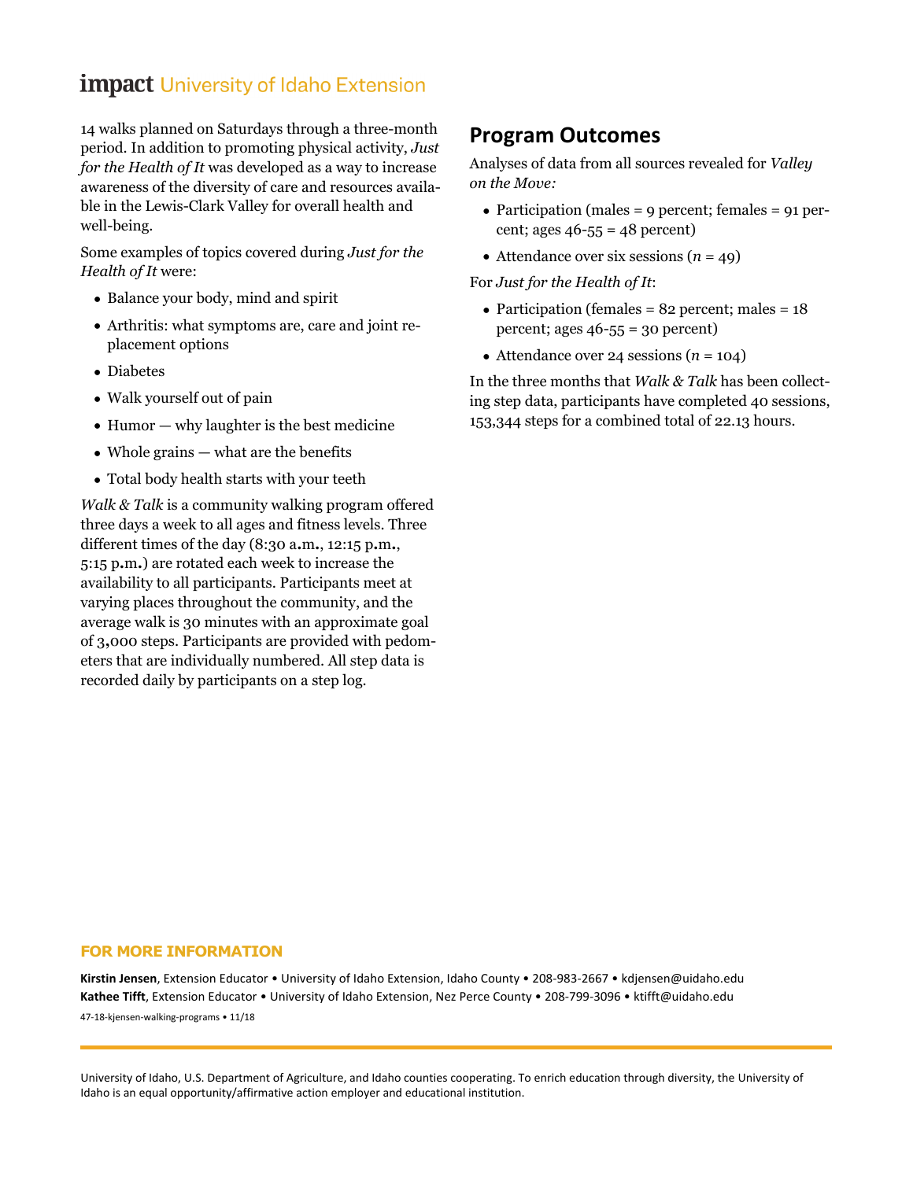14 walks planned on Saturdays through a three-month period. In addition to promoting physical activity, *Just for the Health of It* was developed as a way to increase awareness of the diversity of care and resources available in the Lewis-Clark Valley for overall health and well-being.

Some examples of topics covered during *Just for the Health of It* were:

- Balance your body, mind and spirit
- Arthritis: what symptoms are, care and joint replacement options
- Diabetes
- Walk yourself out of pain
- Humor — why laughter is the best medicine
- Whole grains — what are the benefits
- Total body health starts with your teeth

*Walk & Talk* is a community walking program offered three days a week to all ages and fitness levels. Three different times of the day (8:30 a.m., 12:15 p.m., 5:15 p.m.) are rotated each week to increase the availability to all participants. Participants meet at varying places throughout the community, and the average walk is 30 minutes with an approximate goal of 3,000 steps. Participants are provided with pedometers that are individually numbered. All step data is recorded daily by participants on a step log.

## Program Outcomes

Analyses of data from all sources revealed for *Valley on the Move:*

- Participation (males = 9 percent; females = 91 percent; ages 46-55 = 48 percent)
- Attendance over six sessions ($n$ = 49)

For *Just for the Health of It*:

- Participation (females = 82 percent; males = 18 percent; ages 46-55 = 30 percent)
- Attendance over 24 sessions ($n$ = 104)

In the three months that *Walk & Talk* has been collecting step data, participants have completed 40 sessions, 153,344 steps for a combined total of 22.13 hours.

### FOR MORE INFORMATION

**Kirstin Jensen**, Extension Educator • University of Idaho Extension, Idaho County • 208-983-2667 • kdjensen@uidaho.edu

**Kathee Tifft**, Extension Educator • University of Idaho Extension, Nez Perce County • 208-799-3096 • ktifft@uidaho.edu

47-18-kjensen-walking-programs • 11/18

University of Idaho, U.S. Department of Agriculture, and Idaho counties cooperating. To enrich education through diversity, the University of Idaho is an equal opportunity/affirmative action employer and educational institution.